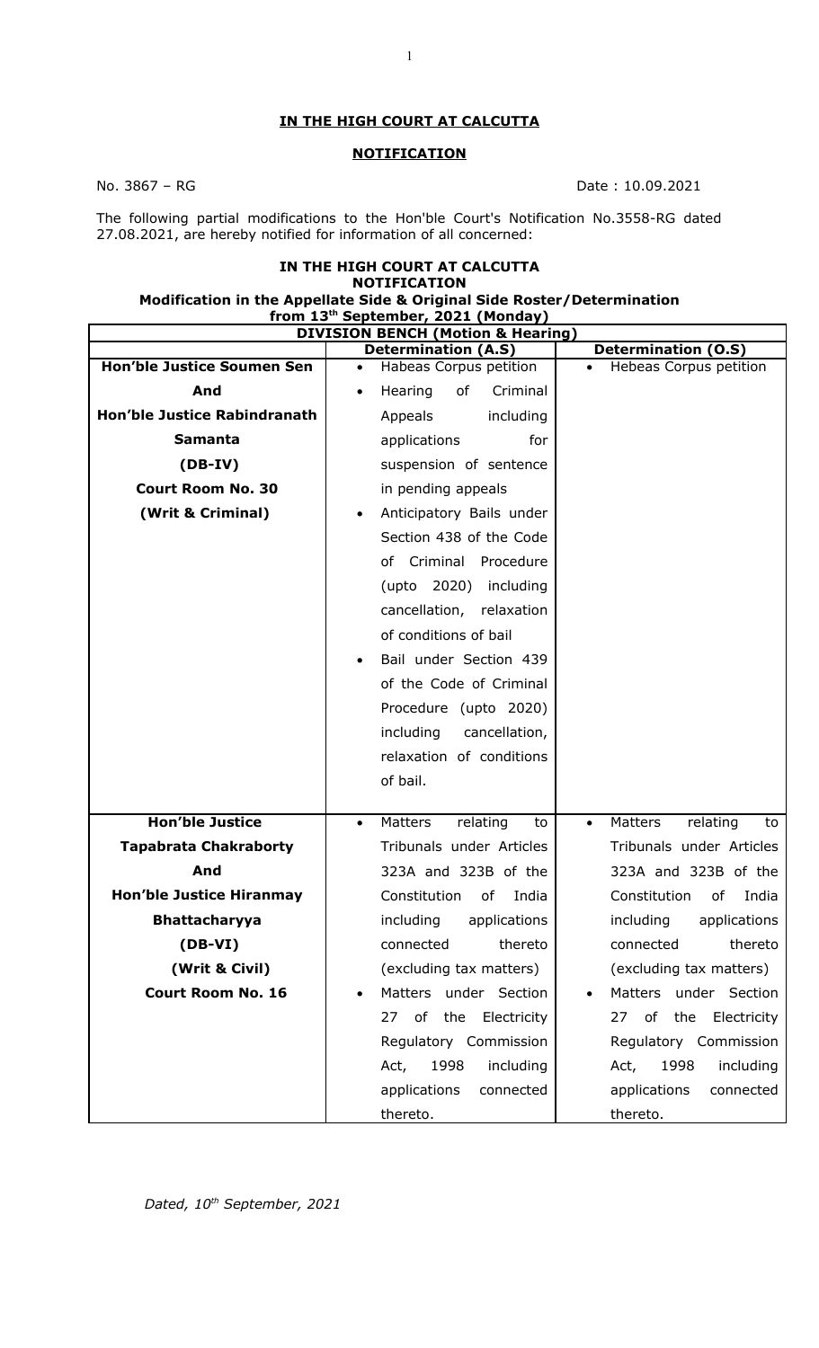**IN THE HIGH COURT AT CALCUTTA**

**NOTIFICATION**

No. 3867 – RG Date : 10.09.2021

The following partial modifications to the Hon'ble Court's Notification No.3558-RG dated 27.08.2021, are hereby notified for information of all concerned:

**IN THE HIGH COURT AT CALCUTTA**
**NOTIFICATION**
**Modification in the Appellate Side & Original Side Roster/Determination from 13th September, 2021 (Monday)**

| **DIVISION BENCH (Motion & Hearing)** | | |
|---|---|---|
| | **Determination (A.S)** | **Determination (O.S)** |
| **Hon'ble Justice Soumen Sen And Hon'ble Justice Rabindranath Samanta (DB-IV) Court Room No. 30 (Writ & Criminal)** | • Habeas Corpus petition<br>• Hearing of Criminal Appeals including applications for suspension of sentence in pending appeals<br>• Anticipatory Bails under Section 438 of the Code of Criminal Procedure (upto 2020) including cancellation, relaxation of conditions of bail<br>• Bail under Section 439 of the Code of Criminal Procedure (upto 2020) including cancellation, relaxation of conditions of bail. | • Hebeas Corpus petition |
| **Hon'ble Justice Tapabrata Chakraborty And Hon'ble Justice Hiranmay Bhattacharyya (DB-VI) (Writ & Civil) Court Room No. 16** | • Matters relating to Tribunals under Articles 323A and 323B of the Constitution of India including applications connected thereto (excluding tax matters)<br>• Matters under Section 27 of the Electricity Regulatory Commission Act, 1998 including applications connected thereto. | • Matters relating to Tribunals under Articles 323A and 323B of the Constitution of India including applications connected thereto (excluding tax matters)<br>• Matters under Section 27 of the Electricity Regulatory Commission Act, 1998 including applications connected thereto. |

*Dated, 10th September, 2021*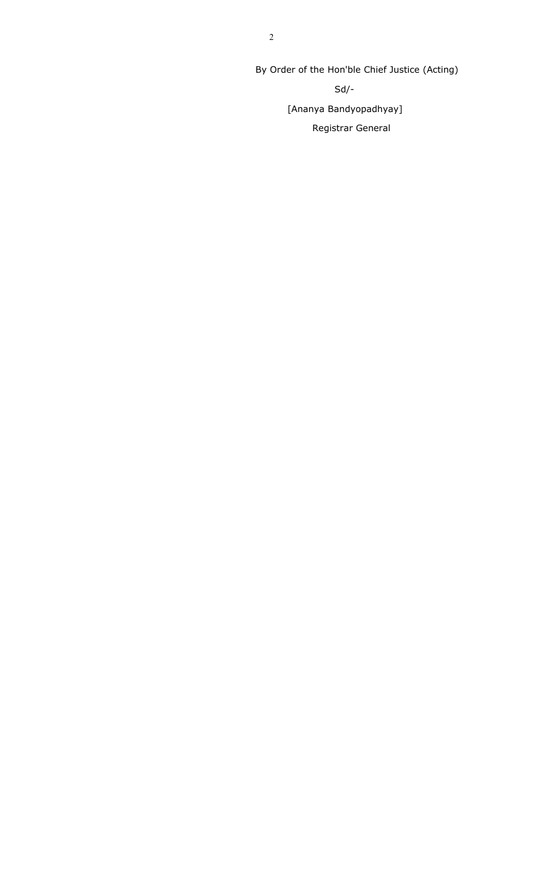By Order of the Hon'ble Chief Justice (Acting)

Sd/-

[Ananya Bandyopadhyay]

Registrar General